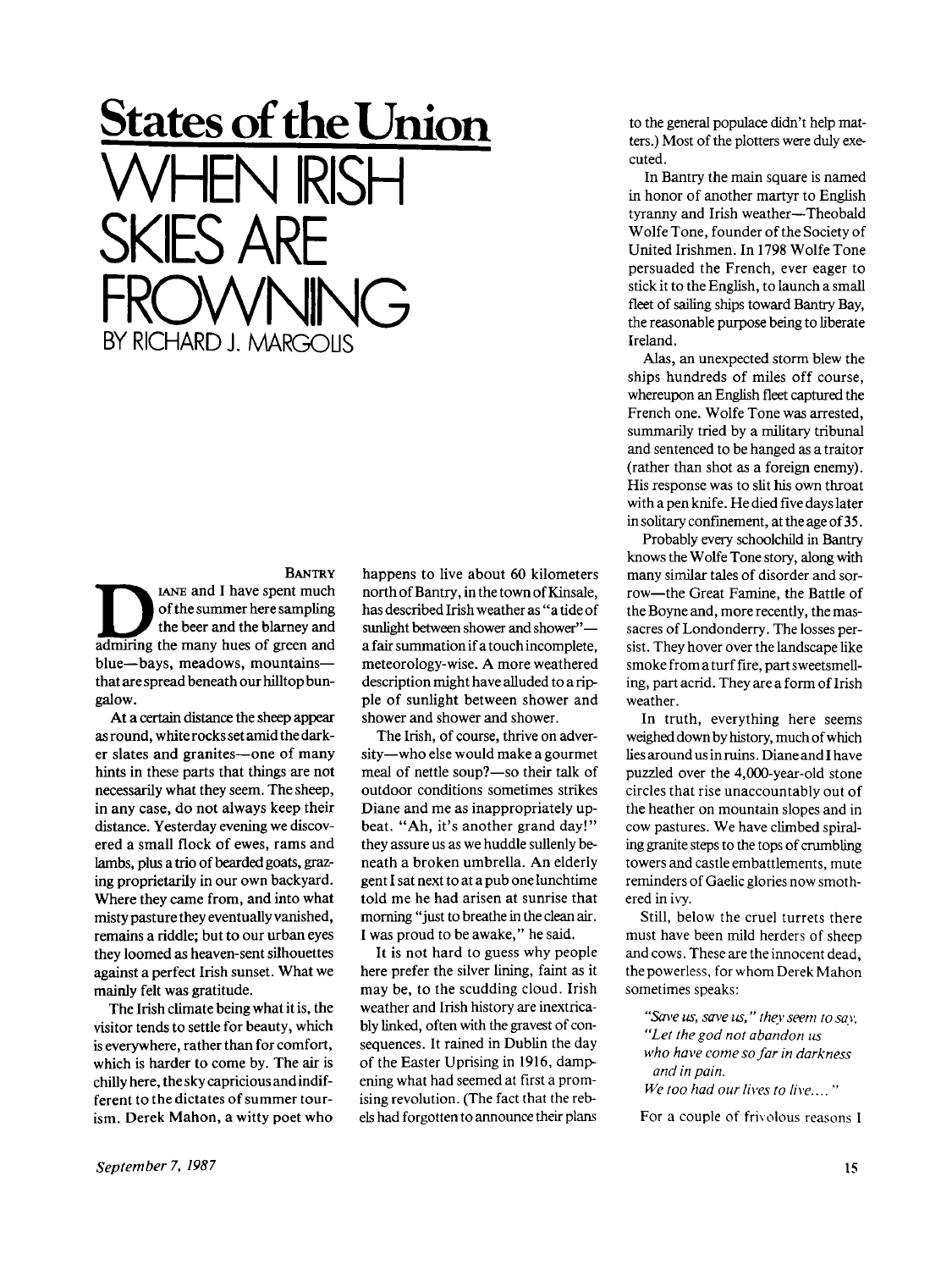## States of the Union

# WHEN IRISH SKIES ARE FROWNING

BY RICHARD J. MARGOLIS

BANTRY

DIANE and I have spent much of the summer here sampling the beer and the blarney and admiring the many hues of green and blue—bays, meadows, mountains—that are spread beneath our hilltop bungalow.

At a certain distance the sheep appear as round, white rocks set amid the darker slates and granites—one of many hints in these parts that things are not necessarily what they seem. The sheep, in any case, do not always keep their distance. Yesterday evening we discovered a small flock of ewes, rams and lambs, plus a trio of bearded goats, grazing proprietarily in our own backyard. Where they came from, and into what misty pasture they eventually vanished, remains a riddle; but to our urban eyes they loomed as heaven-sent silhouettes against a perfect Irish sunset. What we mainly felt was gratitude.

The Irish climate being what it is, the visitor tends to settle for beauty, which is everywhere, rather than for comfort, which is harder to come by. The air is chilly here, the sky capricious and indifferent to the dictates of summer tourism. Derek Mahon, a witty poet who happens to live about 60 kilometers north of Bantry, in the town of Kinsale, has described Irish weather as "a tide of sunlight between shower and shower"—a fair summation if a touch incomplete, meteorology-wise. A more weathered description might have alluded to a ripple of sunlight between shower and shower and shower and shower.

The Irish, of course, thrive on adversity—who else would make a gourmet meal of nettle soup?—so their talk of outdoor conditions sometimes strikes Diane and me as inappropriately upbeat. "Ah, it's another grand day!" they assure us as we huddle sullenly beneath a broken umbrella. An elderly gent I sat next to at a pub one lunchtime told me he had arisen at sunrise that morning "just to breathe in the clean air. I was proud to be awake," he said.

It is not hard to guess why people here prefer the silver lining, faint as it may be, to the scudding cloud. Irish weather and Irish history are inextricably linked, often with the gravest of consequences. It rained in Dublin the day of the Easter Uprising in 1916, dampening what had seemed at first a promising revolution. (The fact that the rebels had forgotten to announce their plans to the general populace didn't help matters.) Most of the plotters were duly executed.

In Bantry the main square is named in honor of another martyr to English tyranny and Irish weather—Theobald Wolfe Tone, founder of the Society of United Irishmen. In 1798 Wolfe Tone persuaded the French, ever eager to stick it to the English, to launch a small fleet of sailing ships toward Bantry Bay, the reasonable purpose being to liberate Ireland.

Alas, an unexpected storm blew the ships hundreds of miles off course, whereupon an English fleet captured the French one. Wolfe Tone was arrested, summarily tried by a military tribunal and sentenced to be hanged as a traitor (rather than shot as a foreign enemy). His response was to slit his own throat with a pen knife. He died five days later in solitary confinement, at the age of 35.

Probably every schoolchild in Bantry knows the Wolfe Tone story, along with many similar tales of disorder and sorrow—the Great Famine, the Battle of the Boyne and, more recently, the massacres of Londonderry. The losses persist. They hover over the landscape like smoke from a turf fire, part sweetsmelling, part acrid. They are a form of Irish weather.

In truth, everything here seems weighed down by history, much of which lies around us in ruins. Diane and I have puzzled over the 4,000-year-old stone circles that rise unaccountably out of the heather on mountain slopes and in cow pastures. We have climbed spiraling granite steps to the tops of crumbling towers and castle embattlements, mute reminders of Gaelic glories now smothered in ivy.

Still, below the cruel turrets there must have been mild herders of sheep and cows. These are the innocent dead, the powerless, for whom Derek Mahon sometimes speaks:

> *"Save us, save us," they seem to say,*
> *"Let the god not abandon us*
> *who have come so far in darkness*
> *and in pain.*
> *We too had our lives to live...."*

For a couple of frivolous reasons I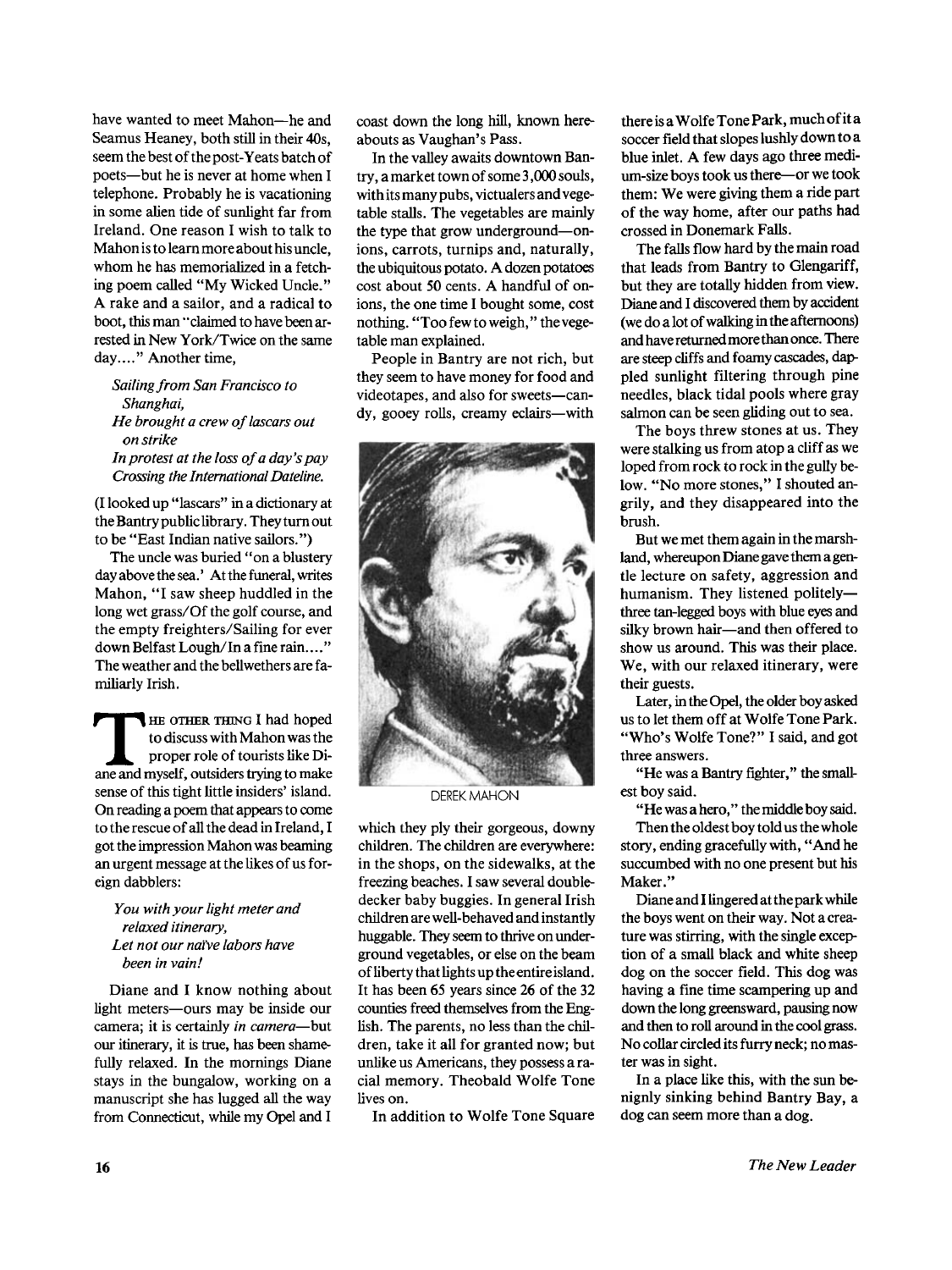have wanted to meet Mahon—he and Seamus Heaney, both still in their 40s, seem the best of the post-Yeats batch of poets—but he is never at home when I telephone. Probably he is vacationing in some alien tide of sunlight far from Ireland. One reason I wish to talk to Mahon is to learn more about his uncle, whom he has memorialized in a fetching poem called "My Wicked Uncle." A rake and a sailor, and a radical to boot, this man "claimed to have been arrested in New York/Twice on the same day...." Another time,

*Sailing from San Francisco to Shanghai,*
*He brought a crew of lascars out on strike*
*In protest at the loss of a day's pay*
*Crossing the International Dateline.*

(I looked up "lascars" in a dictionary at the Bantry public library. They turn out to be "East Indian native sailors.")

The uncle was buried "on a blustery day above the sea.' At the funeral, writes Mahon, "I saw sheep huddled in the long wet grass/Of the golf course, and the empty freighters/Sailing for ever down Belfast Lough/In a fine rain...." The weather and the bellwethers are familiarly Irish.

THE OTHER THING I had hoped to discuss with Mahon was the proper role of tourists like Diane and myself, outsiders trying to make sense of this tight little insiders' island. On reading a poem that appears to come to the rescue of all the dead in Ireland, I got the impression Mahon was beaming an urgent message at the likes of us foreign dabblers:

*You with your light meter and relaxed itinerary,*
*Let not our naïve labors have been in vain!*

Diane and I know nothing about light meters—ours may be inside our camera; it is certainly *in camera*—but our itinerary, it is true, has been shamefully relaxed. In the mornings Diane stays in the bungalow, working on a manuscript she has lugged all the way from Connecticut, while my Opel and I coast down the long hill, known hereabouts as Vaughan's Pass.

In the valley awaits downtown Bantry, a market town of some 3,000 souls, with its many pubs, victualers and vegetable stalls. The vegetables are mainly the type that grow underground—onions, carrots, turnips and, naturally, the ubiquitous potato. A dozen potatoes cost about 50 cents. A handful of onions, the one time I bought some, cost nothing. "Too few to weigh," the vegetable man explained.

People in Bantry are not rich, but they seem to have money for food and videotapes, and also for sweets—candy, gooey rolls, creamy eclairs—with which they ply their gorgeous, downy children. The children are everywhere: in the shops, on the sidewalks, at the freezing beaches. I saw several double-decker baby buggies. In general Irish children are well-behaved and instantly huggable. They seem to thrive on underground vegetables, or else on the beam of liberty that lights up the entire island. It has been 65 years since 26 of the 32 counties freed themselves from the English. The parents, no less than the children, take it all for granted now; but unlike us Americans, they possess a racial memory. Theobald Wolfe Tone lives on.

DEREK MAHON

In addition to Wolfe Tone Square there is a Wolfe Tone Park, much of it a soccer field that slopes lushly down to a blue inlet. A few days ago three medium-size boys took us there—or we took them: We were giving them a ride part of the way home, after our paths had crossed in Donemark Falls.

The falls flow hard by the main road that leads from Bantry to Glengariff, but they are totally hidden from view. Diane and I discovered them by accident (we do a lot of walking in the afternoons) and have returned more than once. There are steep cliffs and foamy cascades, dappled sunlight filtering through pine needles, black tidal pools where gray salmon can be seen gliding out to sea.

The boys threw stones at us. They were stalking us from atop a cliff as we loped from rock to rock in the gully below. "No more stones," I shouted angrily, and they disappeared into the brush.

But we met them again in the marshland, whereupon Diane gave them a gentle lecture on safety, aggression and humanism. They listened politely—three tan-legged boys with blue eyes and silky brown hair—and then offered to show us around. This was their place. We, with our relaxed itinerary, were their guests.

Later, in the Opel, the older boy asked us to let them off at Wolfe Tone Park. "Who's Wolfe Tone?" I said, and got three answers.

"He was a Bantry fighter," the smallest boy said.

"He was a hero," the middle boy said.

Then the oldest boy told us the whole story, ending gracefully with, "And he succumbed with no one present but his Maker."

Diane and I lingered at the park while the boys went on their way. Not a creature was stirring, with the single exception of a small black and white sheep dog on the soccer field. This dog was having a fine time scampering up and down the long greensward, pausing now and then to roll around in the cool grass. No collar circled its furry neck; no master was in sight.

In a place like this, with the sun benignly sinking behind Bantry Bay, a dog can seem more than a dog.